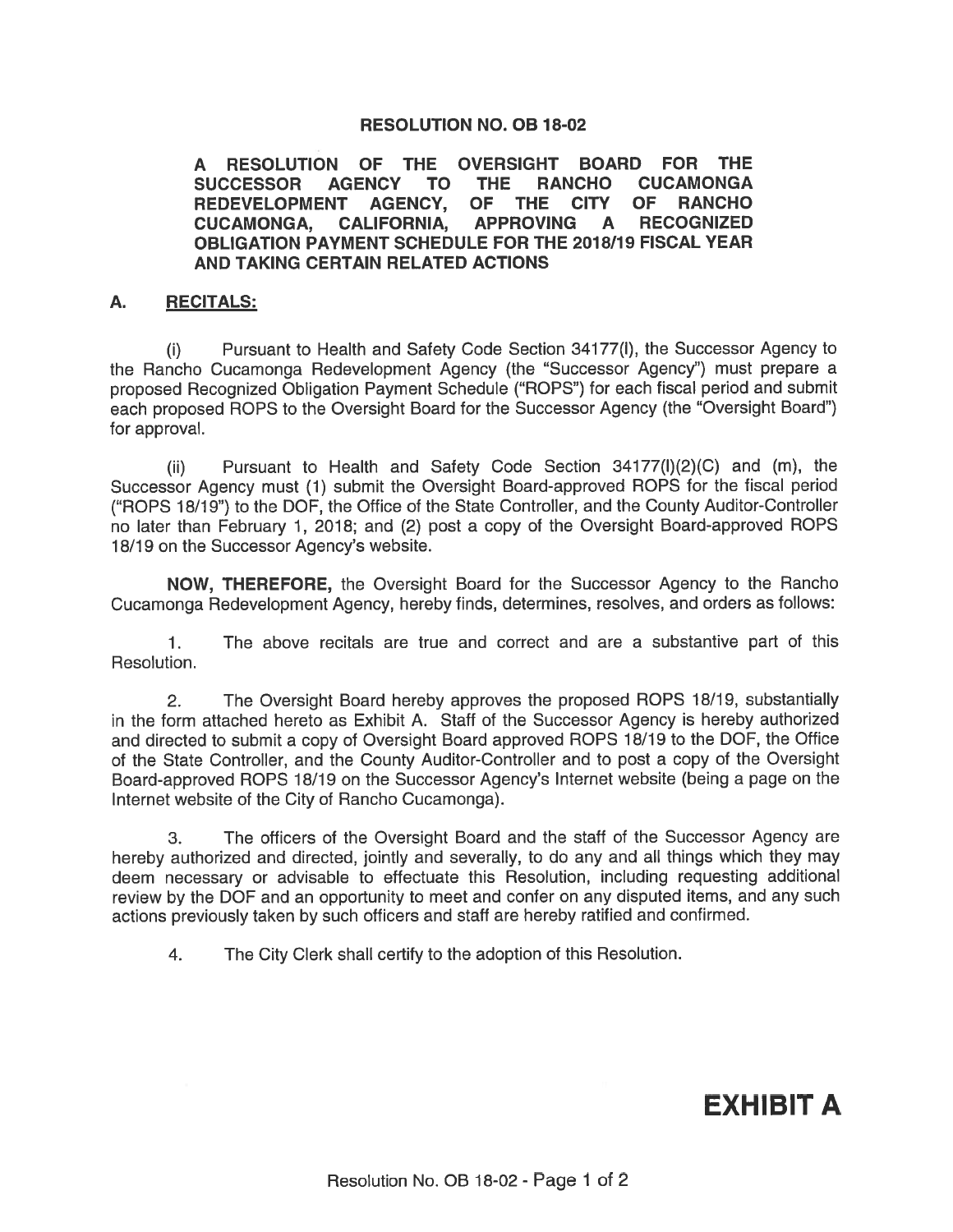# RESOLUTION NO. OB 18-02

**A RESOLUTION OF THE OVERSIGHT BOARD FOR THE SUCCESSOR AGENCY TO THE RANCHO CUCAMONGA REDEVELOPMENT AGENCY, OF THE CITY OF RANCHO CUCAMONGA, CALIFORNIA, APPROVING A RECOGNIZED OBLIGATION PAYMENT SCHEDULE FOR THE 2018/19 FISCAL YEAR AND TAKING CERTAIN RELATED ACTIONS**

## A. RECITALS:

(i) Pursuant to Health and Safety Code Section 34177(l), the Successor Agency to the Rancho Cucamonga Redevelopment Agency (the "Successor Agency") must prepare a proposed Recognized Obligation Payment Schedule ("ROPS") for each fiscal period and submit each proposed ROPS to the Oversight Board for the Successor Agency (the "Oversight Board") for approval.

(ii) Pursuant to Health and Safety Code Section 34177(l)(2)(C) and (m), the Successor Agency must (1) submit the Oversight Board-approved ROPS for the fiscal period ("ROPS 18/19") to the DOF, the Office of the State Controller, and the County Auditor-Controller no later than February 1, 2018; and (2) post a copy of the Oversight Board-approved ROPS 18/19 on the Successor Agency's website.

**NOW, THEREFORE,** the Oversight Board for the Successor Agency to the Rancho Cucamonga Redevelopment Agency, hereby finds, determines, resolves, and orders as follows:

1. The above recitals are true and correct and are a substantive part of this Resolution.

2. The Oversight Board hereby approves the proposed ROPS 18/19, substantially in the form attached hereto as Exhibit A. Staff of the Successor Agency is hereby authorized and directed to submit a copy of Oversight Board approved ROPS 18/19 to the DOF, the Office of the State Controller, and the County Auditor-Controller and to post a copy of the Oversight Board-approved ROPS 18/19 on the Successor Agency's Internet website (being a page on the Internet website of the City of Rancho Cucamonga).

3. The officers of the Oversight Board and the staff of the Successor Agency are hereby authorized and directed, jointly and severally, to do any and all things which they may deem necessary or advisable to effectuate this Resolution, including requesting additional review by the DOF and an opportunity to meet and confer on any disputed items, and any such actions previously taken by such officers and staff are hereby ratified and confirmed.

4. The City Clerk shall certify to the adoption of this Resolution.

**EXHIBIT A**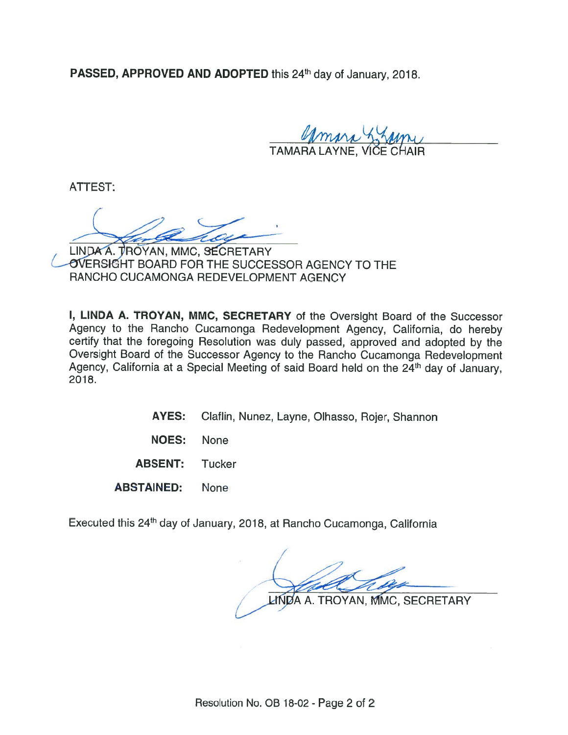**PASSED, APPROVED AND ADOPTED** this 24th day of January, 2018.

TAMARA LAYNE, VICE CHAIR

ATTEST:

LINDA A. TROYAN, MMC, SECRETARY
OVERSIGHT BOARD FOR THE SUCCESSOR AGENCY TO THE RANCHO CUCAMONGA REDEVELOPMENT AGENCY

**I, LINDA A. TROYAN, MMC, SECRETARY** of the Oversight Board of the Successor Agency to the Rancho Cucamonga Redevelopment Agency, California, do hereby certify that the foregoing Resolution was duly passed, approved and adopted by the Oversight Board of the Successor Agency to the Rancho Cucamonga Redevelopment Agency, California at a Special Meeting of said Board held on the 24th day of January, 2018.

**AYES:** Claflin, Nunez, Layne, Olhasso, Rojer, Shannon

**NOES:** None

**ABSENT:** Tucker

**ABSTAINED:** None

Executed this 24th day of January, 2018, at Rancho Cucamonga, California

LINDA A. TROYAN, MMC, SECRETARY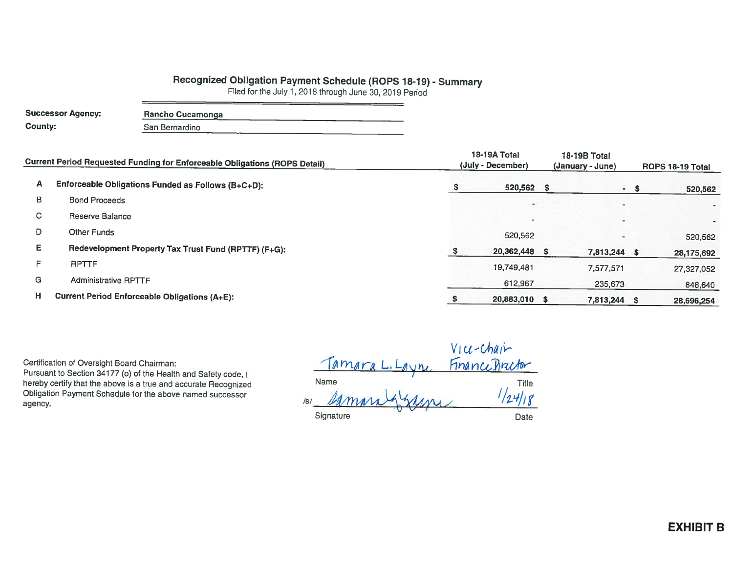# Recognized Obligation Payment Schedule (ROPS 18-19) - Summary

Filed for the July 1, 2018 through June 30, 2019 Period

**Successor Agency:** Rancho Cucamonga

**County:** San Bernardino

| | Current Period Requested Funding for Enforceable Obligations (ROPS Detail) | 18-19A Total (July - December) | 18-19B Total (January - June) | ROPS 18-19 Total |
|---|---|---|---|---|
| **A** | **Enforceable Obligations Funded as Follows (B+C+D):** | **$ 520,562** | **$ -** | **$ 520,562** |
| B | Bond Proceeds | - | - | - |
| C | Reserve Balance | - | - | - |
| D | Other Funds | 520,562 | - | 520,562 |
| **E** | **Redevelopment Property Tax Trust Fund (RPTTF) (F+G):** | **$ 20,362,448** | **$ 7,813,244** | **$ 28,175,692** |
| F | RPTTF | 19,749,481 | 7,577,571 | 27,327,052 |
| G | Administrative RPTTF | 612,967 | 235,673 | 848,640 |
| **H** | **Current Period Enforceable Obligations (A+E):** | **$ 20,883,010** | **$ 7,813,244** | **$ 28,696,254** |

Certification of Oversight Board Chairman:
Pursuant to Section 34177 (o) of the Health and Safety code, I hereby certify that the above is a true and accurate Recognized Obligation Payment Schedule for the above named successor agency.

Name: Tamara L. Layne
Title: Vice-Chair Finance Director

/s/ [Signature]
Date: 1/24/18

**EXHIBIT B**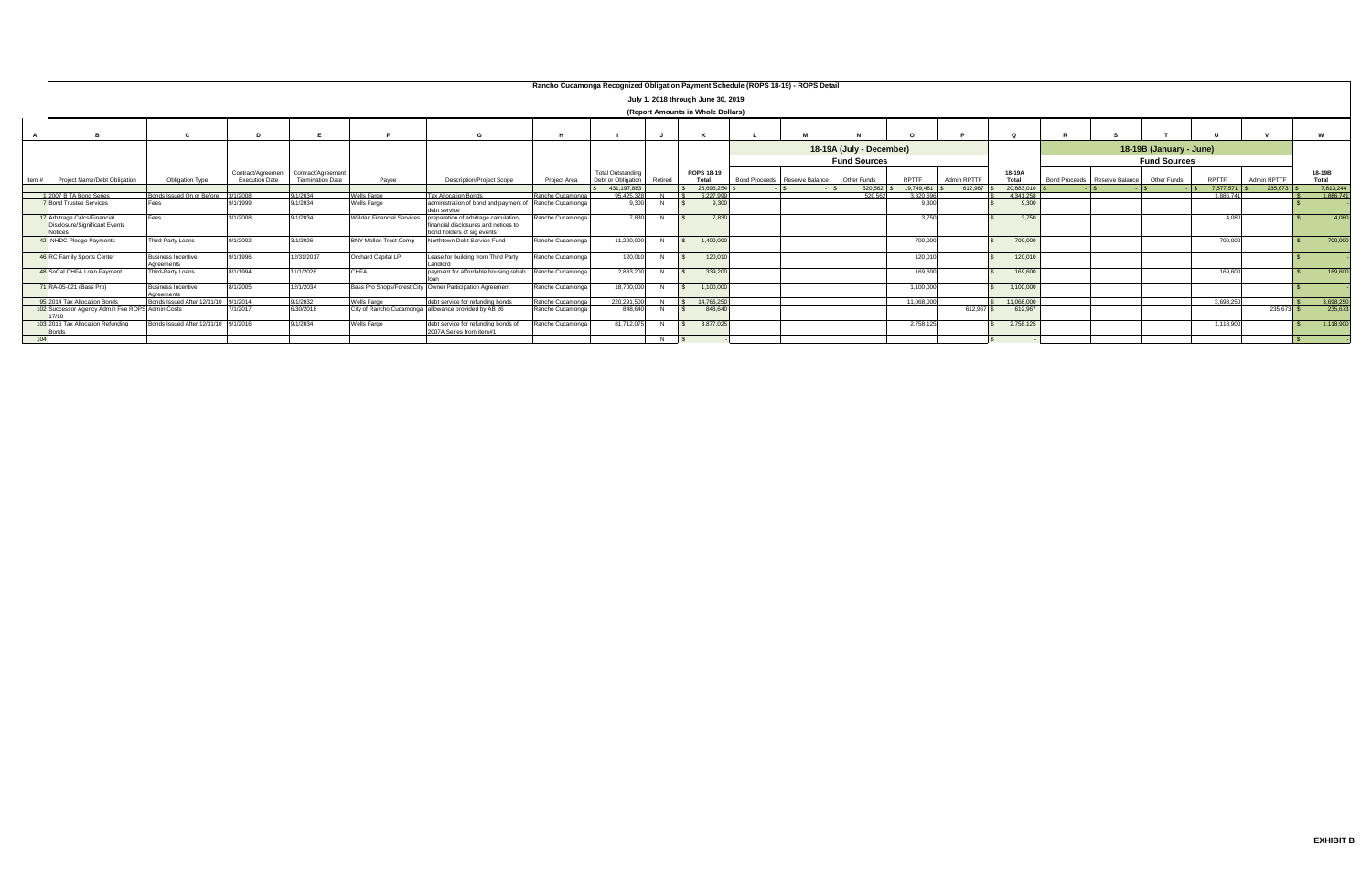# Rancho Cucamonga Recognized Obligation Payment Schedule (ROPS 18-19) - ROPS Detail

## July 1, 2018 through June 30, 2019

### (Report Amounts in Whole Dollars)

| A | B | C | D | E | F | G | H | I | J | K | L | M | N | O | P | Q | R | S | T | U | V | W |
|---|---|---|---|---|---|---|---|---|---|---|---|---|---|---|---|---|---|---|---|---|---|---|
| | | | | | | | | | | | 18-19A (July - December) | | | | | | 18-19B (January - June) | | | | | |
| | | | | | | | | | | | Fund Sources | | | | | | Fund Sources | | | | | |
| Item # | Project Name/Debt Obligation | Obligation Type | Contract/Agreement Execution Date | Contract/Agreement Termination Date | Payee | Description/Project Scope | Project Area | Total Outstanding Debt or Obligation | Retired | ROPS 18-19 Total | Bond Proceeds | Reserve Balance | Other Funds | RPTTF | Admin RPTTF | 18-19A Total | Bond Proceeds | Reserve Balance | Other Funds | RPTTF | Admin RPTTF | 18-19B Total |
| | | | | | | | | $ 431,197,883 | | $ 28,696,254 | $ - | $ - | $ 520,562 | $ 19,749,481 | $ 612,967 | $ 20,883,010 | $ - | $ - | $ - | $ 7,577,571 | $ 235,673 | $ 7,813,244 |
| 1 | 2007 B TA Bond Series | Bonds Issued On or Before | 3/1/2008 | 9/1/2034 | Wells Fargo | Tax Allocation Bonds | Rancho Cucamonga | 95,425,328 | N | $ 6,227,999 | | | 520,562 | 3,820,696 | | $ 4,341,258 | | | | 1,886,741 | | $ 1,886,741 |
| 7 | Bond Trustee Services | Fees | 9/1/1999 | 9/1/2034 | Wells Fargo | administration of bond and payment of debt service | Rancho Cucamonga | 9,300 | N | $ 9,300 | | | | 9,300 | | $ 9,300 | | | | | | $ - |
| 17 | Arbitrage Calcs/Financial Disclosure/Significant Events Notices | Fees | 3/1/2008 | 9/1/2034 | Willdan Financial Services | preparation of arbitrage calculation, financial disclosures and notices to bond holders of sig events | Rancho Cucamonga | 7,830 | N | $ 7,830 | | | | 3,750 | | $ 3,750 | | | | 4,080 | | $ 4,080 |
| 42 | NHDC Pledge Payments | Third-Party Loans | 9/1/2002 | 3/1/2026 | BNY Mellon Trust Comp | Northtown Debt Service Fund | Rancho Cucamonga | 11,200,000 | N | $ 1,400,000 | | | | 700,000 | | $ 700,000 | | | | 700,000 | | $ 700,000 |
| 46 | RC Family Sports Center | Business Incentive Agreements | 9/1/1996 | 12/31/2017 | Orchard Capital LP | Lease for building from Third Party Landlord | Rancho Cucamonga | 120,010 | N | $ 120,010 | | | | 120,010 | | $ 120,010 | | | | | | $ - |
| 48 | SoCal CHFA Loan Payment | Third-Party Loans | 8/1/1994 | 11/1/2026 | CHFA | payment for affordable housing rehab loan | Rancho Cucamonga | 2,883,200 | N | $ 339,200 | | | | 169,600 | | $ 169,600 | | | | 169,600 | | $ 169,600 |
| 71 | RA-05-021 (Bass Pro) | Business Incentive Agreements | 8/1/2005 | 12/1/2034 | Bass Pro Shops/Forest City | Owner Participation Agreement | Rancho Cucamonga | 18,700,000 | N | $ 1,100,000 | | | | 1,100,000 | | $ 1,100,000 | | | | | | $ - |
| 95 | 2014 Tax Allocation Bonds | Bonds Issued After 12/31/10 | 9/1/2014 | 9/1/2032 | Wells Fargo | debt service for refunding bonds | Rancho Cucamonga | 220,291,500 | N | $ 14,766,250 | | | | 11,068,000 | | $ 11,068,000 | | | | 3,698,250 | | $ 3,698,250 |
| 102 | Successor Agency Admin Fee ROPS 17/18 | Admin Costs | 7/1/2017 | 6/30/2018 | City of Rancho Cucamonga | allowance provided by AB 26 | Rancho Cucamonga | 848,640 | N | $ 848,640 | | | | | 612,967 | $ 612,967 | | | | | 235,673 | $ 235,673 |
| 103 | 2016 Tax Allocation Refunding Bonds | Bonds Issued After 12/31/10 | 9/1/2016 | 9/1/2034 | Wells Fargo | debt service for refunding bonds of 2007A Series from item#1 | Rancho Cucamonga | 81,712,075 | N | $ 3,877,025 | | | | 2,758,125 | | $ 2,758,125 | | | | 1,118,900 | | $ 1,118,900 |
| 104 | | | | | | | | | N | $ - | | | | | | $ - | | | | | | $ - |

**EXHIBIT B**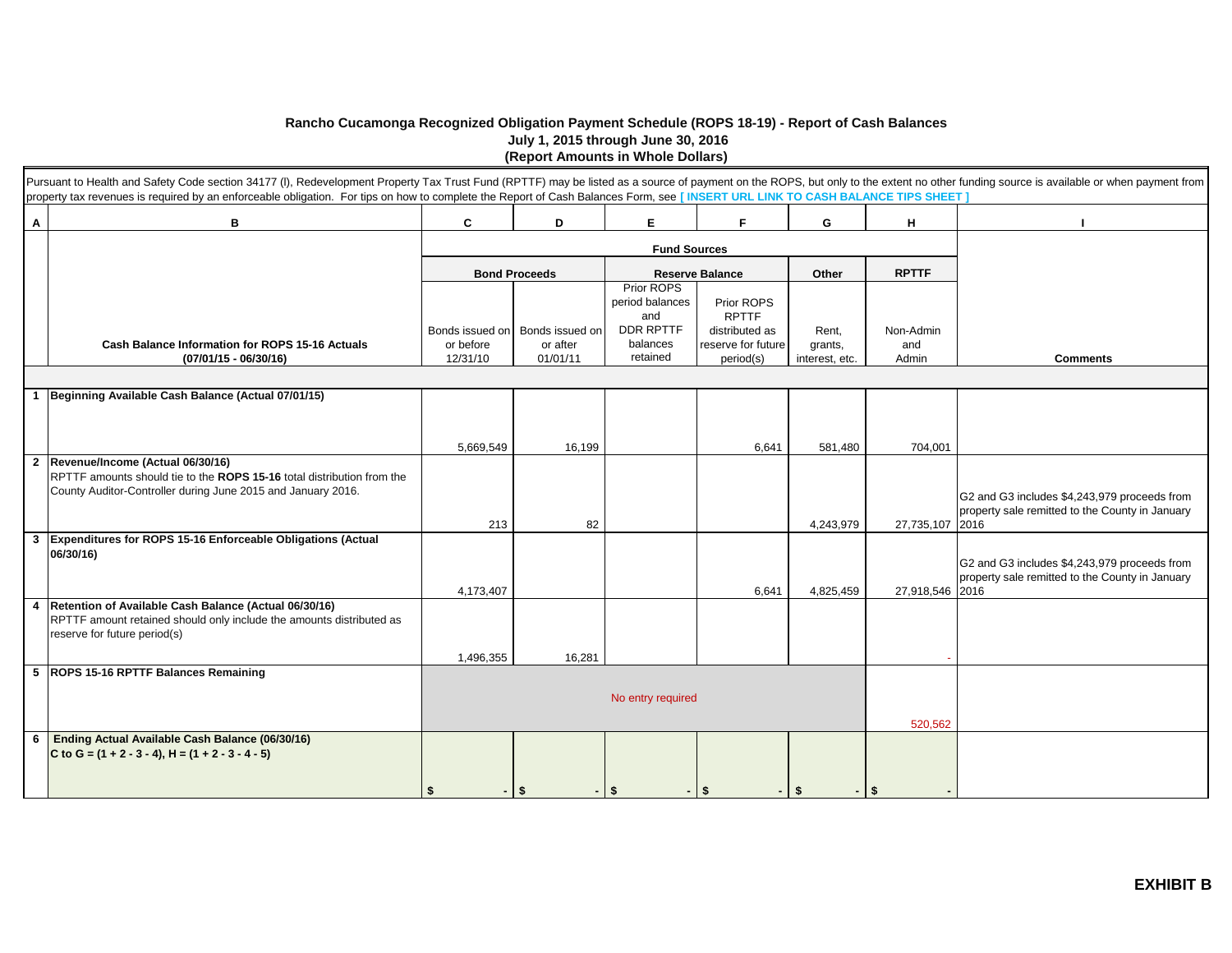# Rancho Cucamonga Recognized Obligation Payment Schedule (ROPS 18-19) - Report of Cash Balances

**July 1, 2015 through June 30, 2016**

**(Report Amounts in Whole Dollars)**

Pursuant to Health and Safety Code section 34177 (l), Redevelopment Property Tax Trust Fund (RPTTF) may be listed as a source of payment on the ROPS, but only to the extent no other funding source is available or when payment from property tax revenues is required by an enforceable obligation. For tips on how to complete the Report of Cash Balances Form, see **[ INSERT URL LINK TO CASH BALANCE TIPS SHEET ]**

| A | B | C | D | E | F | G | H | I |
|---|---|---|---|---|---|---|---|---|
| | | **Fund Sources** | | | | | | |
| | | **Bond Proceeds** | | **Reserve Balance** | | **Other** | **RPTTF** | |
| | **Cash Balance Information for ROPS 15-16 Actuals (07/01/15 - 06/30/16)** | Bonds issued on or before 12/31/10 | Bonds issued on or after 01/01/11 | Prior ROPS period balances and DDR RPTTF balances retained | Prior ROPS RPTTF distributed as reserve for future period(s) | Rent, grants, interest, etc. | Non-Admin and Admin | **Comments** |
| 1 | **Beginning Available Cash Balance (Actual 07/01/15)** | 5,669,549 | 16,199 | | 6,641 | 581,480 | 704,001 | |
| 2 | **Revenue/Income (Actual 06/30/16)** RPTTF amounts should tie to the **ROPS 15-16** total distribution from the County Auditor-Controller during June 2015 and January 2016. | 213 | 82 | | | 4,243,979 | 27,735,107 | G2 and G3 includes $4,243,979 proceeds from property sale remitted to the County in January 2016 |
| 3 | **Expenditures for ROPS 15-16 Enforceable Obligations (Actual 06/30/16)** | 4,173,407 | | | 6,641 | 4,825,459 | 27,918,546 | G2 and G3 includes $4,243,979 proceeds from property sale remitted to the County in January 2016 |
| 4 | **Retention of Available Cash Balance (Actual 06/30/16)** RPTTF amount retained should only include the amounts distributed as reserve for future period(s) | 1,496,355 | 16,281 | | | | - | |
| 5 | **ROPS 15-16 RPTTF Balances Remaining** | No entry required | | | | | 520,562 | |
| 6 | **Ending Actual Available Cash Balance (06/30/16)** **C to G = (1 + 2 - 3 - 4), H = (1 + 2 - 3 - 4 - 5)** | $ - | $ - | $ - | $ - | $ - | $ - | |

**EXHIBIT B**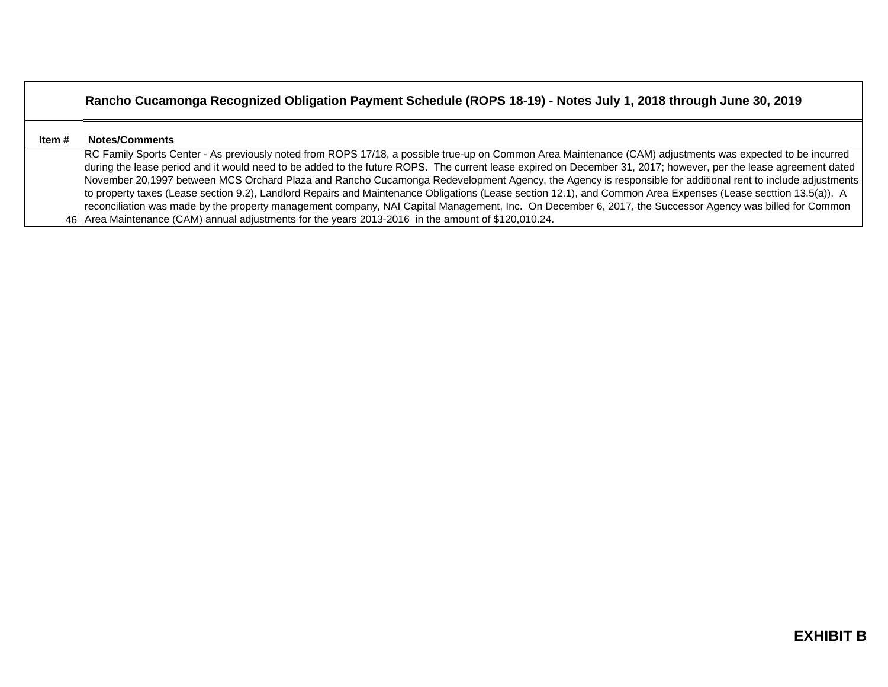## Rancho Cucamonga Recognized Obligation Payment Schedule (ROPS 18-19) - Notes July 1, 2018 through June 30, 2019

| Item # | Notes/Comments |
|---|---|
| 46 | RC Family Sports Center - As previously noted from ROPS 17/18, a possible true-up on Common Area Maintenance (CAM) adjustments was expected to be incurred during the lease period and it would need to be added to the future ROPS. The current lease expired on December 31, 2017; however, per the lease agreement dated November 20,1997 between MCS Orchard Plaza and Rancho Cucamonga Redevelopment Agency, the Agency is responsible for additional rent to include adjustments to property taxes (Lease section 9.2), Landlord Repairs and Maintenance Obligations (Lease section 12.1), and Common Area Expenses (Lease secttion 13.5(a)). A reconciliation was made by the property management company, NAI Capital Management, Inc. On December 6, 2017, the Successor Agency was billed for Common Area Maintenance (CAM) annual adjustments for the years 2013-2016 in the amount of $120,010.24. |

**EXHIBIT B**